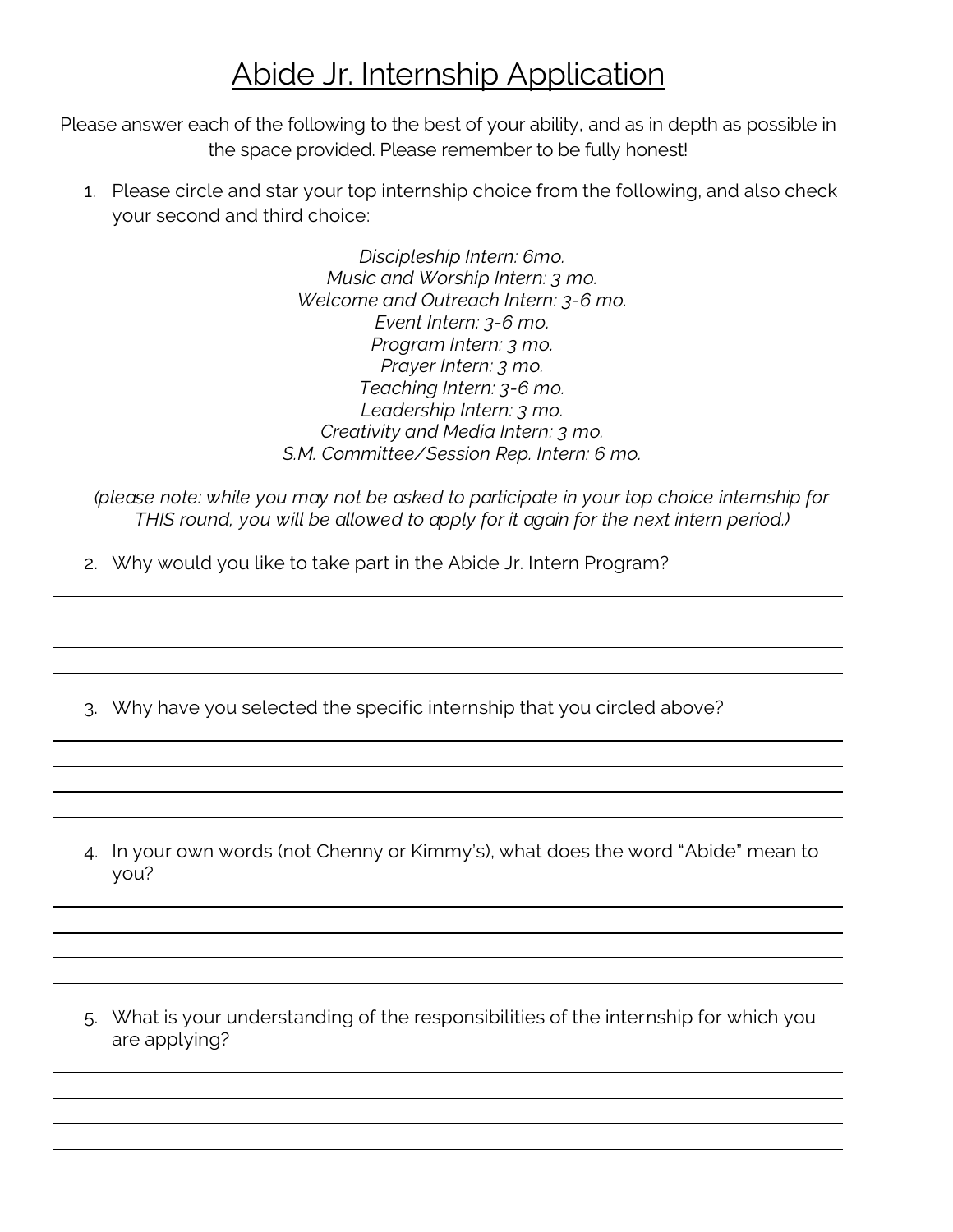# Abide Jr. Internship Application

Please answer each of the following to the best of your ability, and as in depth as possible in the space provided. Please remember to be fully honest!

1. Please circle and star your top internship choice from the following, and also check your second and third choice:

*Discipleship Intern: 6mo.*
*Music and Worship Intern: 3 mo.*
*Welcome and Outreach Intern: 3-6 mo.*
*Event Intern: 3-6 mo.*
*Program Intern: 3 mo.*
*Prayer Intern: 3 mo.*
*Teaching Intern: 3-6 mo.*
*Leadership Intern: 3 mo.*
*Creativity and Media Intern: 3 mo.*
*S.M. Committee/Session Rep. Intern: 6 mo.*

*(please note: while you may not be asked to participate in your top choice internship for THIS round, you will be allowed to apply for it again for the next intern period.)*

2. Why would you like to take part in the Abide Jr. Intern Program?

3. Why have you selected the specific internship that you circled above?

4. In your own words (not Chenny or Kimmy's), what does the word "Abide" mean to you?

5. What is your understanding of the responsibilities of the internship for which you are applying?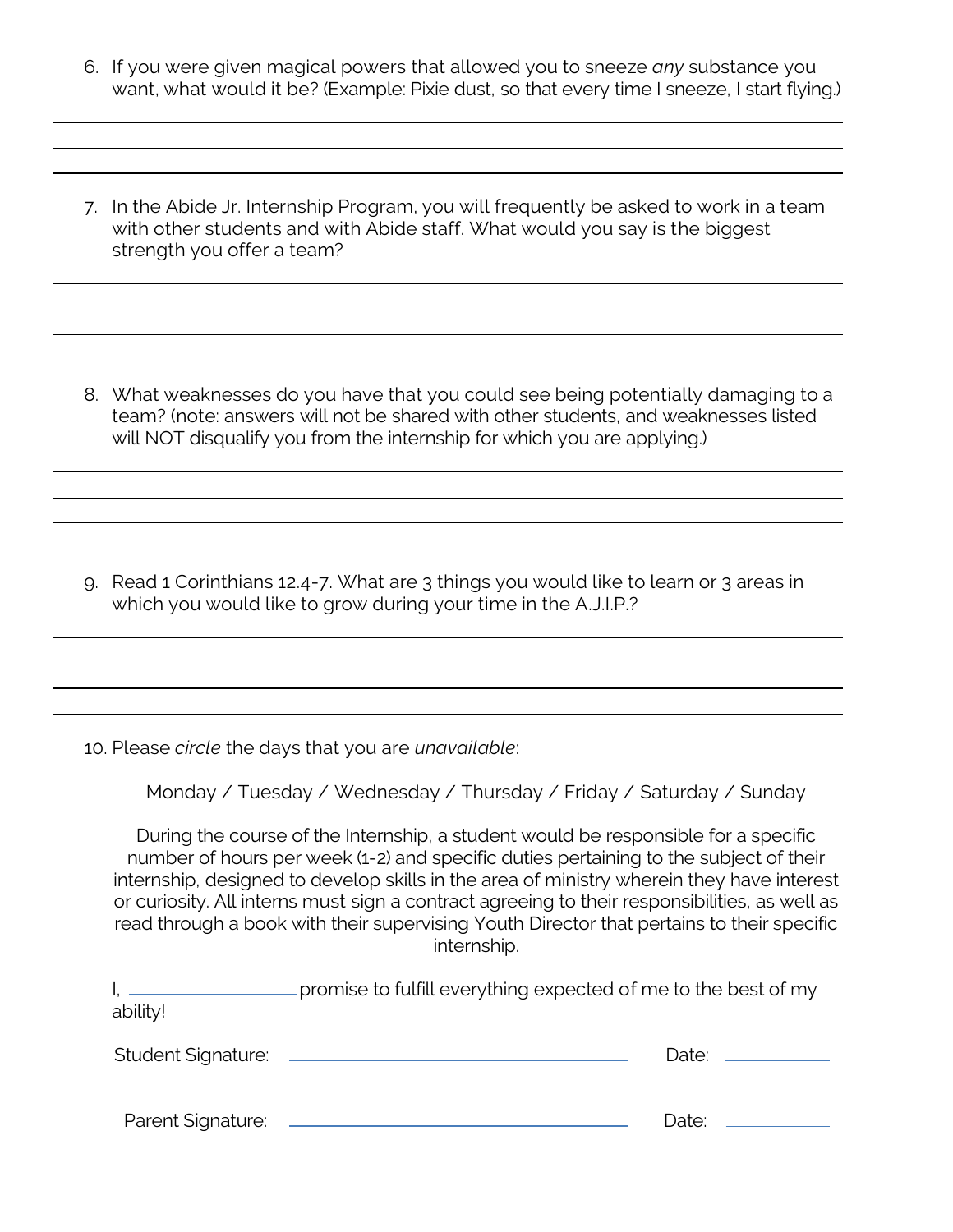6. If you were given magical powers that allowed you to sneeze *any* substance you want, what would it be? (Example: Pixie dust, so that every time I sneeze, I start flying.)

7. In the Abide Jr. Internship Program, you will frequently be asked to work in a team with other students and with Abide staff. What would you say is the biggest strength you offer a team?

8. What weaknesses do you have that you could see being potentially damaging to a team? (note: answers will not be shared with other students, and weaknesses listed will NOT disqualify you from the internship for which you are applying.)

9. Read 1 Corinthians 12.4-7. What are 3 things you would like to learn or 3 areas in which you would like to grow during your time in the A.J.I.P.?

10. Please *circle* the days that you are *unavailable*:

Monday / Tuesday / Wednesday / Thursday / Friday / Saturday / Sunday

During the course of the Internship, a student would be responsible for a specific number of hours per week (1-2) and specific duties pertaining to the subject of their internship, designed to develop skills in the area of ministry wherein they have interest or curiosity. All interns must sign a contract agreeing to their responsibilities, as well as read through a book with their supervising Youth Director that pertains to their specific internship.

I, ____________________ promise to fulfill everything expected of me to the best of my ability!

Student Signature: ______________________________ Date: __________

Parent Signature: ______________________________ Date: __________